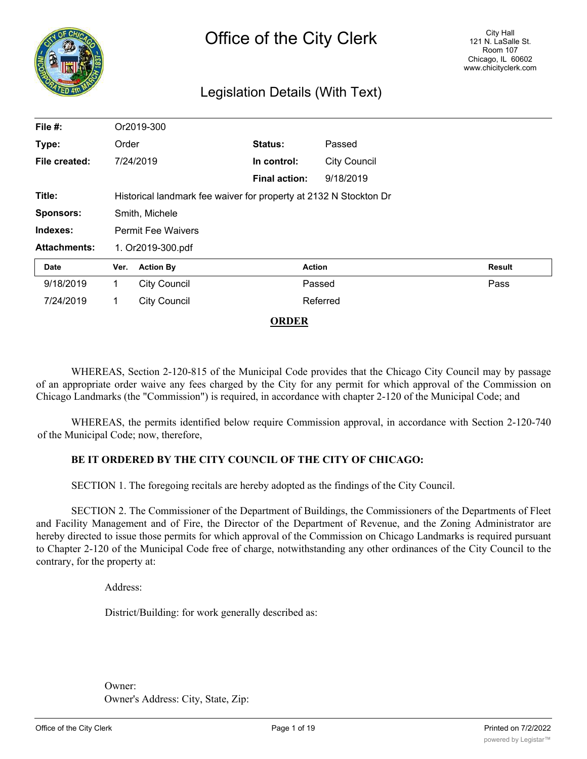# Office of the City Clerk

City Hall
121 N. LaSalle St.
Room 107
Chicago, IL 60602
www.chicityclerk.com

## Legislation Details (With Text)

| | | | |
|---|---|---|---|
| **File #:** | Or2019-300 | | |
| **Type:** | Order | **Status:** | Passed |
| **File created:** | 7/24/2019 | **In control:** | City Council |
| | | **Final action:** | 9/18/2019 |
| **Title:** | Historical landmark fee waiver for property at 2132 N Stockton Dr | | |
| **Sponsors:** | Smith, Michele | | |
| **Indexes:** | Permit Fee Waivers | | |
| **Attachments:** | 1. Or2019-300.pdf | | |

| Date | Ver. | Action By | Action | Result |
|---|---|---|---|---|
| 9/18/2019 | 1 | City Council | Passed | Pass |
| 7/24/2019 | 1 | City Council | Referred | |

**ORDER**

WHEREAS, Section 2-120-815 of the Municipal Code provides that the Chicago City Council may by passage of an appropriate order waive any fees charged by the City for any permit for which approval of the Commission on Chicago Landmarks (the "Commission") is required, in accordance with chapter 2-120 of the Municipal Code; and

WHEREAS, the permits identified below require Commission approval, in accordance with Section 2-120-740 of the Municipal Code; now, therefore,

**BE IT ORDERED BY THE CITY COUNCIL OF THE CITY OF CHICAGO:**

SECTION 1. The foregoing recitals are hereby adopted as the findings of the City Council.

SECTION 2. The Commissioner of the Department of Buildings, the Commissioners of the Departments of Fleet and Facility Management and of Fire, the Director of the Department of Revenue, and the Zoning Administrator are hereby directed to issue those permits for which approval of the Commission on Chicago Landmarks is required pursuant to Chapter 2-120 of the Municipal Code free of charge, notwithstanding any other ordinances of the City Council to the contrary, for the property at:

Address:

District/Building: for work generally described as:

Owner:
Owner's Address: City, State, Zip: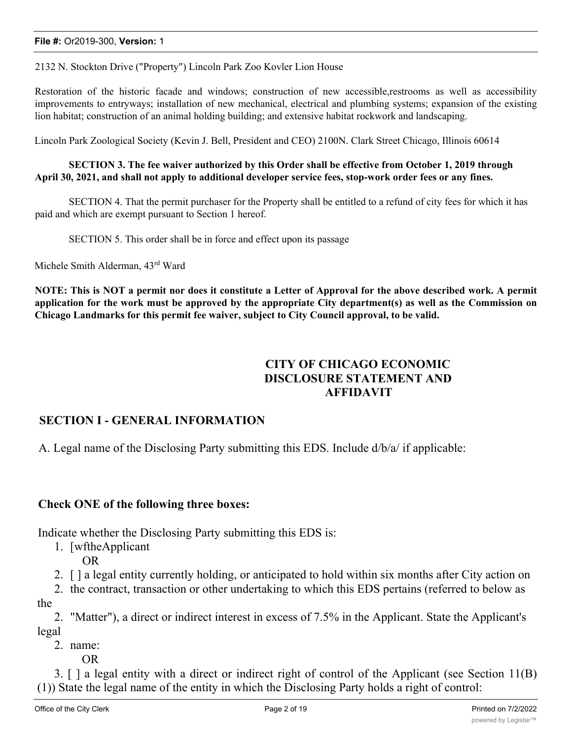2132 N. Stockton Drive ("Property") Lincoln Park Zoo Kovler Lion House

Restoration of the historic facade and windows; construction of new accessible,restrooms as well as accessibility improvements to entryways; installation of new mechanical, electrical and plumbing systems; expansion of the existing lion habitat; construction of an animal holding building; and extensive habitat rockwork and landscaping.

Lincoln Park Zoological Society (Kevin J. Bell, President and CEO) 2100N. Clark Street Chicago, Illinois 60614

**SECTION 3. The fee waiver authorized by this Order shall be effective from October 1, 2019 through April 30, 2021, and shall not apply to additional developer service fees, stop-work order fees or any fines.**

SECTION 4. That the permit purchaser for the Property shall be entitled to a refund of city fees for which it has paid and which are exempt pursuant to Section 1 hereof.

SECTION 5. This order shall be in force and effect upon its passage

Michele Smith Alderman, 43rd Ward

**NOTE: This is NOT a permit nor does it constitute a Letter of Approval for the above described work. A permit application for the work must be approved by the appropriate City department(s) as well as the Commission on Chicago Landmarks for this permit fee waiver, subject to City Council approval, to be valid.**

## CITY OF CHICAGO ECONOMIC DISCLOSURE STATEMENT AND AFFIDAVIT

## SECTION I - GENERAL INFORMATION

A. Legal name of the Disclosing Party submitting this EDS. Include d/b/a/ if applicable:

**Check ONE of the following three boxes:**

Indicate whether the Disclosing Party submitting this EDS is:

1. [wftheApplicant
   OR
2. [ ] a legal entity currently holding, or anticipated to hold within six months after City action on the contract, transaction or other undertaking to which this EDS pertains (referred to below as the "Matter"), a direct or indirect interest in excess of 7.5% in the Applicant. State the Applicant's legal name:
   OR
3. [ ] a legal entity with a direct or indirect right of control of the Applicant (see Section 11(B)(1)) State the legal name of the entity in which the Disclosing Party holds a right of control: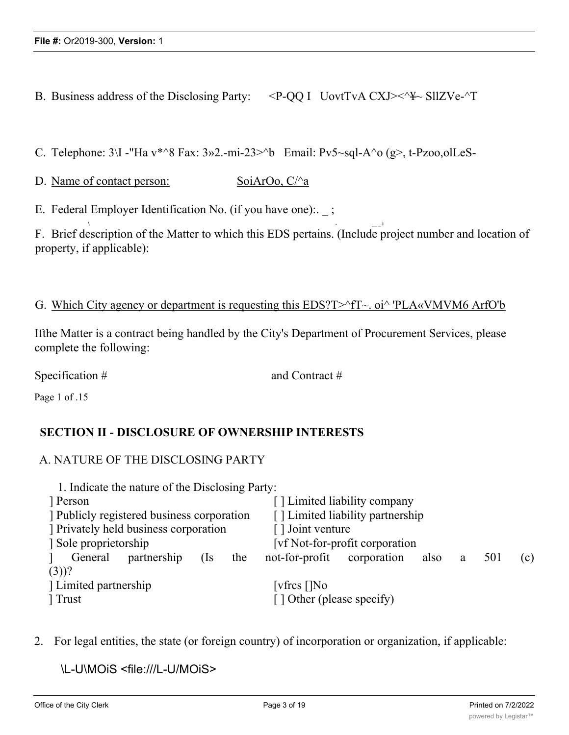B. Business address of the Disclosing Party: <P-QQ I UovtTvA CXJ><^¥~ SllZVe-^T

C. Telephone: 3\I -"Ha v*^8 Fax: 3»2.-mi-23>^b Email: Pv5~sql-A^o (g>, t-Pzoo,olLeS-

D. Name of contact person: SoiArOo, C/^a

E. Federal Employer Identification No. (if you have one):. _ ;

F. Brief description of the Matter to which this EDS pertains. (Include project number and location of property, if applicable):

G. Which City agency or department is requesting this EDS?T>^fT~. oi^ 'PLA«VMVM6 ArfO'b

Ifthe Matter is a contract being handled by the City's Department of Procurement Services, please complete the following:

Specification # and Contract #

Page 1 of .15

## SECTION II - DISCLOSURE OF OWNERSHIP INTERESTS

A. NATURE OF THE DISCLOSING PARTY

1. Indicate the nature of the Disclosing Party:

] Person
] Publicly registered business corporation
] Privately held business corporation
] Sole proprietorship
] General partnership
] Limited partnership
] Trust

[ ] Limited liability company
[ ] Limited liability partnership
[ ] Joint venture
[vf Not-for-profit corporation
(Is the not-for-profit corporation also a 501 (c)(3))?
[vfrcs []No
[ ] Other (please specify)

2. For legal entities, the state (or foreign country) of incorporation or organization, if applicable:

\L-U\MOiS <file:///L-U/MOiS>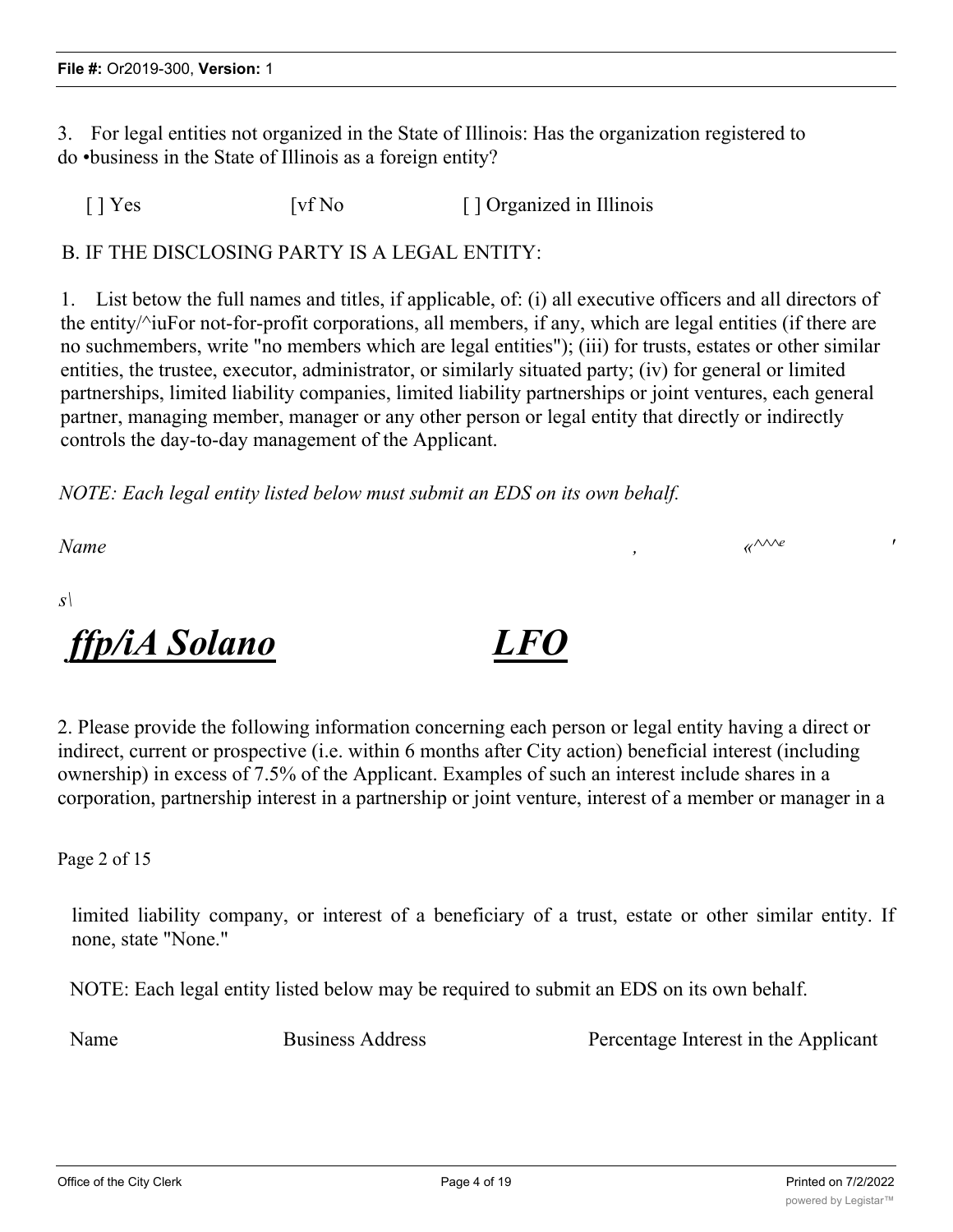3. For legal entities not organized in the State of Illinois: Has the organization registered to do •business in the State of Illinois as a foreign entity?

[ ] Yes [vf No [ ] Organized in Illinois

B. IF THE DISCLOSING PARTY IS A LEGAL ENTITY:

1. List betow the full names and titles, if applicable, of: (i) all executive officers and all directors of the entity/^iuFor not-for-profit corporations, all members, if any, which are legal entities (if there are no suchmembers, write "no members which are legal entities"); (iii) for trusts, estates or other similar entities, the trustee, executor, administrator, or similarly situated party; (iv) for general or limited partnerships, limited liability companies, limited liability partnerships or joint ventures, each general partner, managing member, manager or any other person or legal entity that directly or indirectly controls the day-to-day management of the Applicant.

*NOTE: Each legal entity listed below must submit an EDS on its own behalf.*

*Name* , «^^^e '

*s\*

***ffp/iA Solano*** ***LFO***

2. Please provide the following information concerning each person or legal entity having a direct or indirect, current or prospective (i.e. within 6 months after City action) beneficial interest (including ownership) in excess of 7.5% of the Applicant. Examples of such an interest include shares in a corporation, partnership interest in a partnership or joint venture, interest of a member or manager in a

Page 2 of 15

limited liability company, or interest of a beneficiary of a trust, estate or other similar entity. If none, state "None."

NOTE: Each legal entity listed below may be required to submit an EDS on its own behalf.

Name Business Address Percentage Interest in the Applicant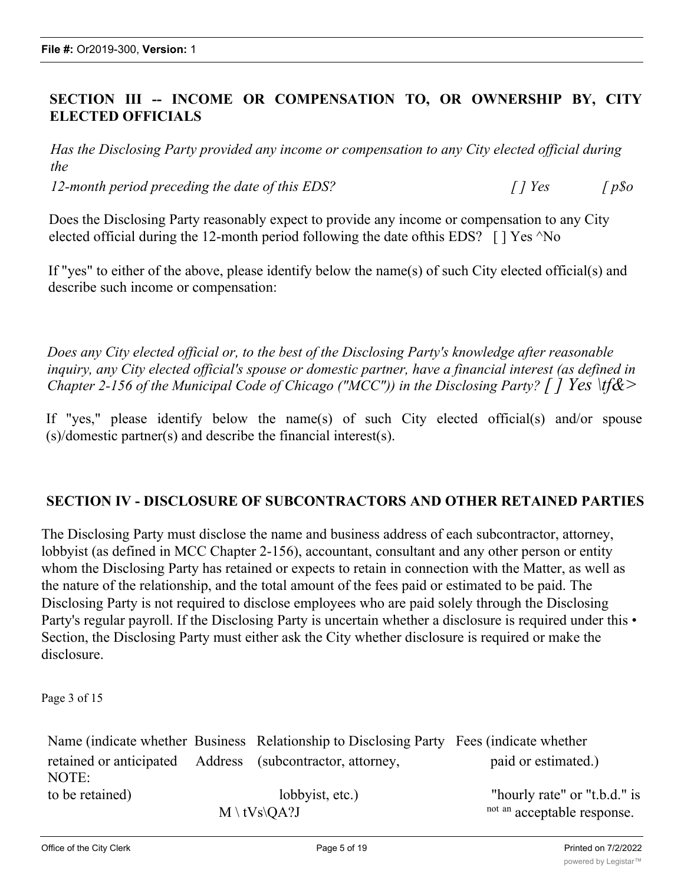## SECTION III -- INCOME OR COMPENSATION TO, OR OWNERSHIP BY, CITY ELECTED OFFICIALS

*Has the Disclosing Party provided any income or compensation to any City elected official during the 12-month period preceding the date of this EDS?* *[ ] Yes* *[ p$o*

Does the Disclosing Party reasonably expect to provide any income or compensation to any City elected official during the 12-month period following the date ofthis EDS? [ ] Yes ^No

If "yes" to either of the above, please identify below the name(s) of such City elected official(s) and describe such income or compensation:

*Does any City elected official or, to the best of the Disclosing Party's knowledge after reasonable inquiry, any City elected official's spouse or domestic partner, have a financial interest (as defined in Chapter 2-156 of the Municipal Code of Chicago ("MCC")) in the Disclosing Party? [ ] Yes \tf&>*

If "yes," please identify below the name(s) of such City elected official(s) and/or spouse (s)/domestic partner(s) and describe the financial interest(s).

## SECTION IV - DISCLOSURE OF SUBCONTRACTORS AND OTHER RETAINED PARTIES

The Disclosing Party must disclose the name and business address of each subcontractor, attorney, lobbyist (as defined in MCC Chapter 2-156), accountant, consultant and any other person or entity whom the Disclosing Party has retained or expects to retain in connection with the Matter, as well as the nature of the relationship, and the total amount of the fees paid or estimated to be paid. The Disclosing Party is not required to disclose employees who are paid solely through the Disclosing Party's regular payroll. If the Disclosing Party is uncertain whether a disclosure is required under this • Section, the Disclosing Party must either ask the City whether disclosure is required or make the disclosure.

Page 3 of 15

| Name (indicate whether retained or anticipated to be retained) | Business Address | Relationship to Disclosing Party (subcontractor, attorney, lobbyist, etc.) | Fees (indicate whether paid or estimated.) NOTE: "hourly rate" or "t.b.d." is not an acceptable response. |
|---|---|---|---|
| | M \ tVs\QA?J | | |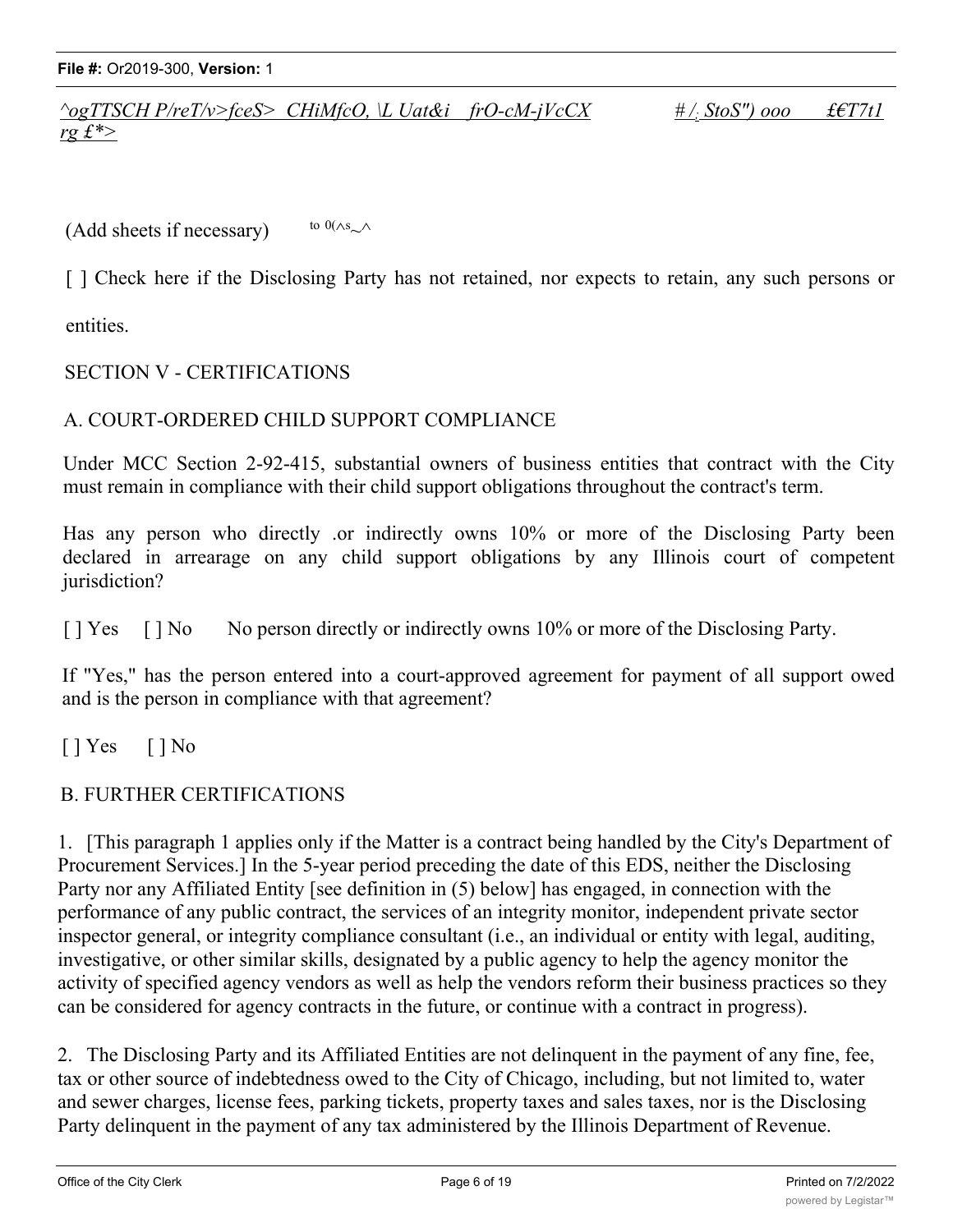^ogTTSCH P/reT/v>fceS> CHiMfcO, \L Uat&i frO-cM-jVcCX # /. StoS") ooo £€T7t1 rg £*>

(Add sheets if necessary) to 0(^s~^

[ ] Check here if the Disclosing Party has not retained, nor expects to retain, any such persons or entities.

## SECTION V - CERTIFICATIONS

### A. COURT-ORDERED CHILD SUPPORT COMPLIANCE

Under MCC Section 2-92-415, substantial owners of business entities that contract with the City must remain in compliance with their child support obligations throughout the contract's term.

Has any person who directly .or indirectly owns 10% or more of the Disclosing Party been declared in arrearage on any child support obligations by any Illinois court of competent jurisdiction?

[ ] Yes [ ] No No person directly or indirectly owns 10% or more of the Disclosing Party.

If "Yes," has the person entered into a court-approved agreement for payment of all support owed and is the person in compliance with that agreement?

[ ] Yes [ ] No

### B. FURTHER CERTIFICATIONS

1. [This paragraph 1 applies only if the Matter is a contract being handled by the City's Department of Procurement Services.] In the 5-year period preceding the date of this EDS, neither the Disclosing Party nor any Affiliated Entity [see definition in (5) below] has engaged, in connection with the performance of any public contract, the services of an integrity monitor, independent private sector inspector general, or integrity compliance consultant (i.e., an individual or entity with legal, auditing, investigative, or other similar skills, designated by a public agency to help the agency monitor the activity of specified agency vendors as well as help the vendors reform their business practices so they can be considered for agency contracts in the future, or continue with a contract in progress).

2. The Disclosing Party and its Affiliated Entities are not delinquent in the payment of any fine, fee, tax or other source of indebtedness owed to the City of Chicago, including, but not limited to, water and sewer charges, license fees, parking tickets, property taxes and sales taxes, nor is the Disclosing Party delinquent in the payment of any tax administered by the Illinois Department of Revenue.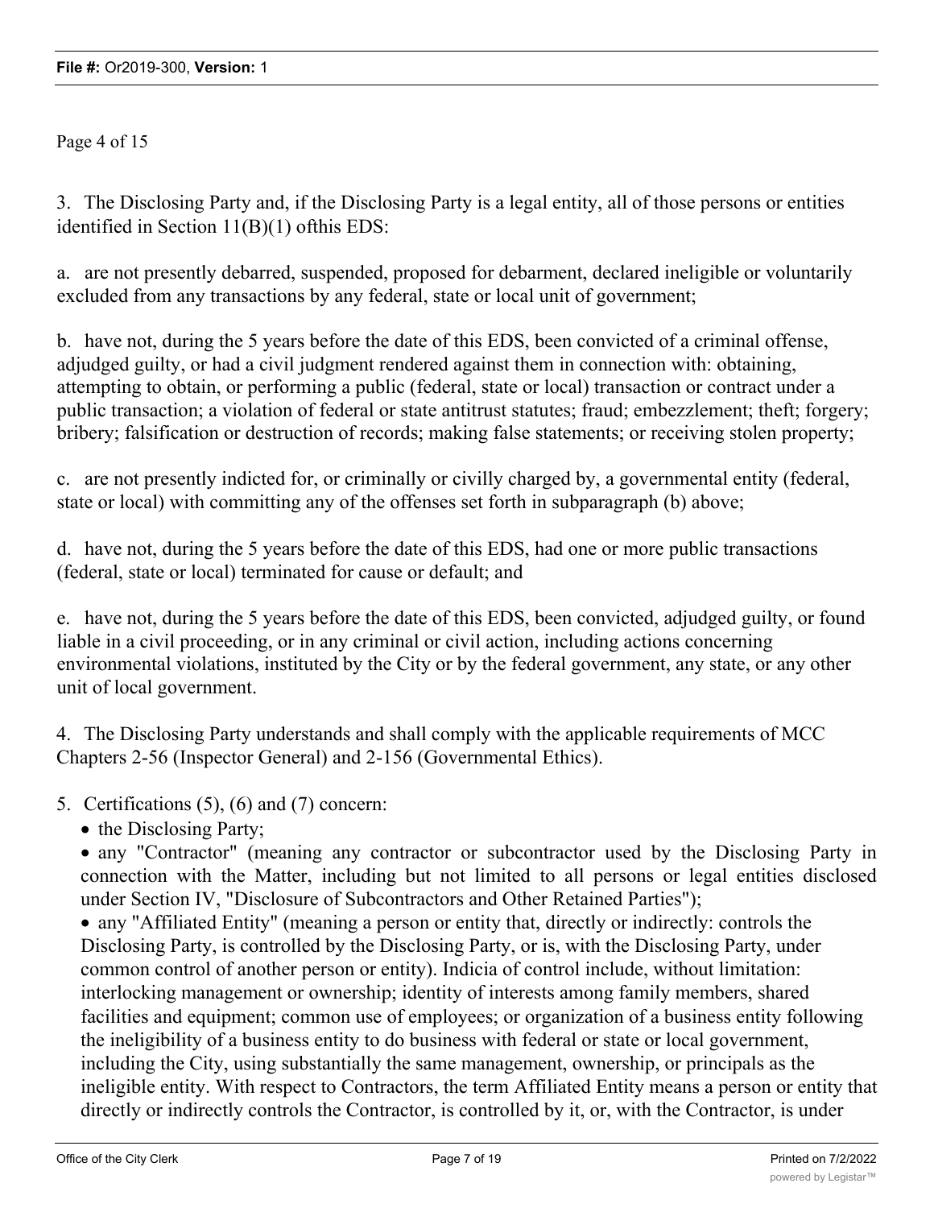Page 4 of 15

3. The Disclosing Party and, if the Disclosing Party is a legal entity, all of those persons or entities identified in Section 11(B)(1) ofthis EDS:

a. are not presently debarred, suspended, proposed for debarment, declared ineligible or voluntarily excluded from any transactions by any federal, state or local unit of government;

b. have not, during the 5 years before the date of this EDS, been convicted of a criminal offense, adjudged guilty, or had a civil judgment rendered against them in connection with: obtaining, attempting to obtain, or performing a public (federal, state or local) transaction or contract under a public transaction; a violation of federal or state antitrust statutes; fraud; embezzlement; theft; forgery; bribery; falsification or destruction of records; making false statements; or receiving stolen property;

c. are not presently indicted for, or criminally or civilly charged by, a governmental entity (federal, state or local) with committing any of the offenses set forth in subparagraph (b) above;

d. have not, during the 5 years before the date of this EDS, had one or more public transactions (federal, state or local) terminated for cause or default; and

e. have not, during the 5 years before the date of this EDS, been convicted, adjudged guilty, or found liable in a civil proceeding, or in any criminal or civil action, including actions concerning environmental violations, instituted by the City or by the federal government, any state, or any other unit of local government.

4. The Disclosing Party understands and shall comply with the applicable requirements of MCC Chapters 2-56 (Inspector General) and 2-156 (Governmental Ethics).

5. Certifications (5), (6) and (7) concern:

- the Disclosing Party;
- any "Contractor" (meaning any contractor or subcontractor used by the Disclosing Party in connection with the Matter, including but not limited to all persons or legal entities disclosed under Section IV, "Disclosure of Subcontractors and Other Retained Parties");
- any "Affiliated Entity" (meaning a person or entity that, directly or indirectly: controls the Disclosing Party, is controlled by the Disclosing Party, or is, with the Disclosing Party, under common control of another person or entity). Indicia of control include, without limitation: interlocking management or ownership; identity of interests among family members, shared facilities and equipment; common use of employees; or organization of a business entity following the ineligibility of a business entity to do business with federal or state or local government, including the City, using substantially the same management, ownership, or principals as the ineligible entity. With respect to Contractors, the term Affiliated Entity means a person or entity that directly or indirectly controls the Contractor, is controlled by it, or, with the Contractor, is under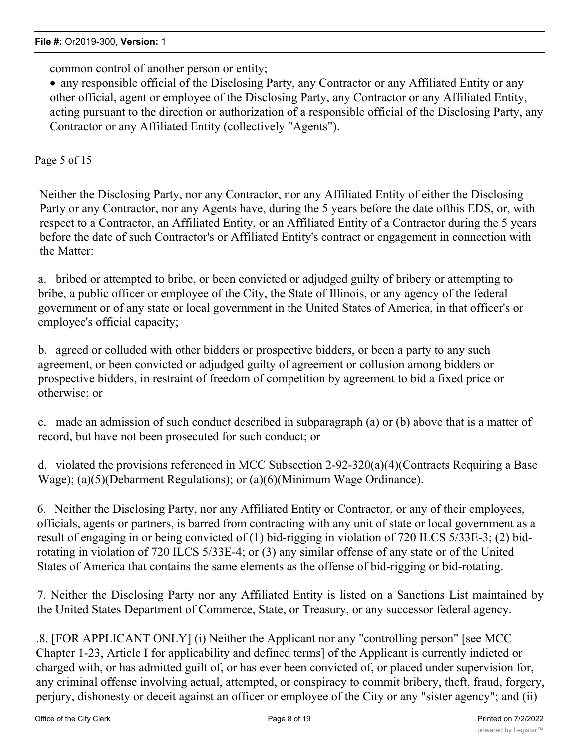common control of another person or entity;

- any responsible official of the Disclosing Party, any Contractor or any Affiliated Entity or any other official, agent or employee of the Disclosing Party, any Contractor or any Affiliated Entity, acting pursuant to the direction or authorization of a responsible official of the Disclosing Party, any Contractor or any Affiliated Entity (collectively "Agents").

Page 5 of 15

Neither the Disclosing Party, nor any Contractor, nor any Affiliated Entity of either the Disclosing Party or any Contractor, nor any Agents have, during the 5 years before the date ofthis EDS, or, with respect to a Contractor, an Affiliated Entity, or an Affiliated Entity of a Contractor during the 5 years before the date of such Contractor's or Affiliated Entity's contract or engagement in connection with the Matter:

a. bribed or attempted to bribe, or been convicted or adjudged guilty of bribery or attempting to bribe, a public officer or employee of the City, the State of Illinois, or any agency of the federal government or of any state or local government in the United States of America, in that officer's or employee's official capacity;

b. agreed or colluded with other bidders or prospective bidders, or been a party to any such agreement, or been convicted or adjudged guilty of agreement or collusion among bidders or prospective bidders, in restraint of freedom of competition by agreement to bid a fixed price or otherwise; or

c. made an admission of such conduct described in subparagraph (a) or (b) above that is a matter of record, but have not been prosecuted for such conduct; or

d. violated the provisions referenced in MCC Subsection 2-92-320(a)(4)(Contracts Requiring a Base Wage); (a)(5)(Debarment Regulations); or (a)(6)(Minimum Wage Ordinance).

6. Neither the Disclosing Party, nor any Affiliated Entity or Contractor, or any of their employees, officials, agents or partners, is barred from contracting with any unit of state or local government as a result of engaging in or being convicted of (1) bid-rigging in violation of 720 ILCS 5/33E-3; (2) bid-rotating in violation of 720 ILCS 5/33E-4; or (3) any similar offense of any state or of the United States of America that contains the same elements as the offense of bid-rigging or bid-rotating.

7. Neither the Disclosing Party nor any Affiliated Entity is listed on a Sanctions List maintained by the United States Department of Commerce, State, or Treasury, or any successor federal agency.

.8. [FOR APPLICANT ONLY] (i) Neither the Applicant nor any "controlling person" [see MCC Chapter 1-23, Article I for applicability and defined terms] of the Applicant is currently indicted or charged with, or has admitted guilt of, or has ever been convicted of, or placed under supervision for, any criminal offense involving actual, attempted, or conspiracy to commit bribery, theft, fraud, forgery, perjury, dishonesty or deceit against an officer or employee of the City or any "sister agency"; and (ii)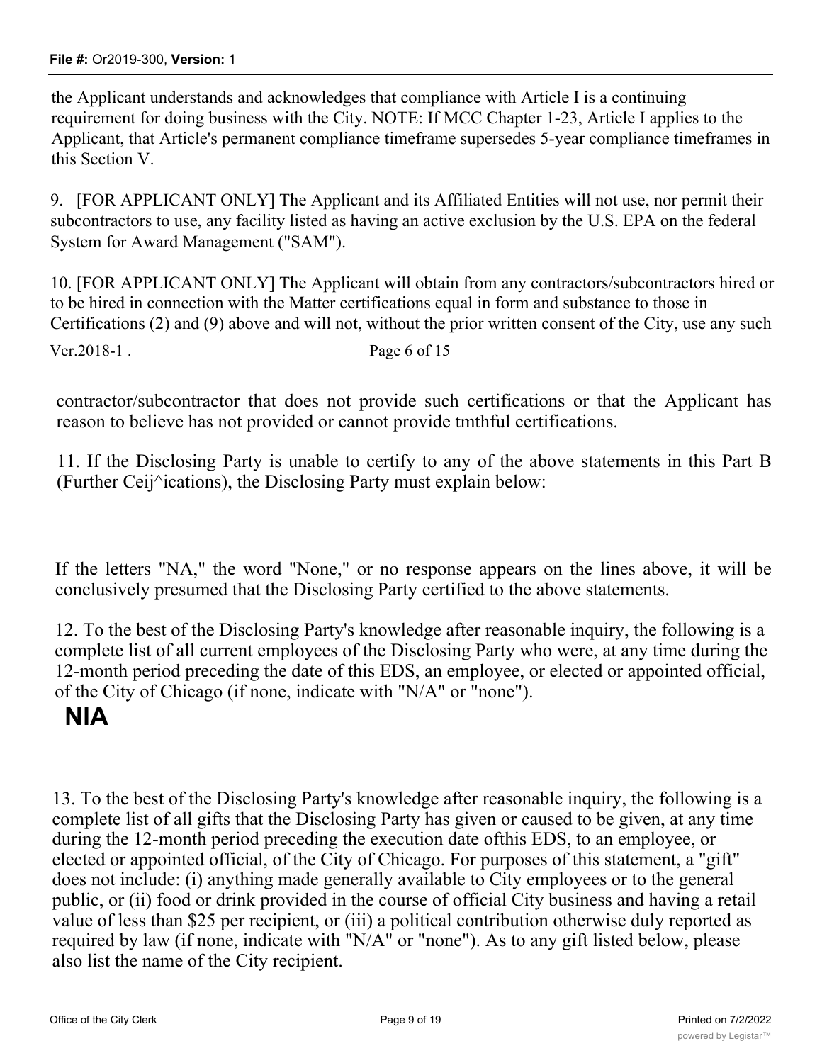the Applicant understands and acknowledges that compliance with Article I is a continuing requirement for doing business with the City. NOTE: If MCC Chapter 1-23, Article I applies to the Applicant, that Article's permanent compliance timeframe supersedes 5-year compliance timeframes in this Section V.

9. [FOR APPLICANT ONLY] The Applicant and its Affiliated Entities will not use, nor permit their subcontractors to use, any facility listed as having an active exclusion by the U.S. EPA on the federal System for Award Management ("SAM").

10. [FOR APPLICANT ONLY] The Applicant will obtain from any contractors/subcontractors hired or to be hired in connection with the Matter certifications equal in form and substance to those in Certifications (2) and (9) above and will not, without the prior written consent of the City, use any such

Ver.2018-1 . Page 6 of 15

contractor/subcontractor that does not provide such certifications or that the Applicant has reason to believe has not provided or cannot provide tmthful certifications.

11. If the Disclosing Party is unable to certify to any of the above statements in this Part B (Further Ceij^ications), the Disclosing Party must explain below:

If the letters "NA," the word "None," or no response appears on the lines above, it will be conclusively presumed that the Disclosing Party certified to the above statements.

12. To the best of the Disclosing Party's knowledge after reasonable inquiry, the following is a complete list of all current employees of the Disclosing Party who were, at any time during the 12-month period preceding the date of this EDS, an employee, or elected or appointed official, of the City of Chicago (if none, indicate with "N/A" or "none").

**NIA**

13. To the best of the Disclosing Party's knowledge after reasonable inquiry, the following is a complete list of all gifts that the Disclosing Party has given or caused to be given, at any time during the 12-month period preceding the execution date ofthis EDS, to an employee, or elected or appointed official, of the City of Chicago. For purposes of this statement, a "gift" does not include: (i) anything made generally available to City employees or to the general public, or (ii) food or drink provided in the course of official City business and having a retail value of less than $25 per recipient, or (iii) a political contribution otherwise duly reported as required by law (if none, indicate with "N/A" or "none"). As to any gift listed below, please also list the name of the City recipient.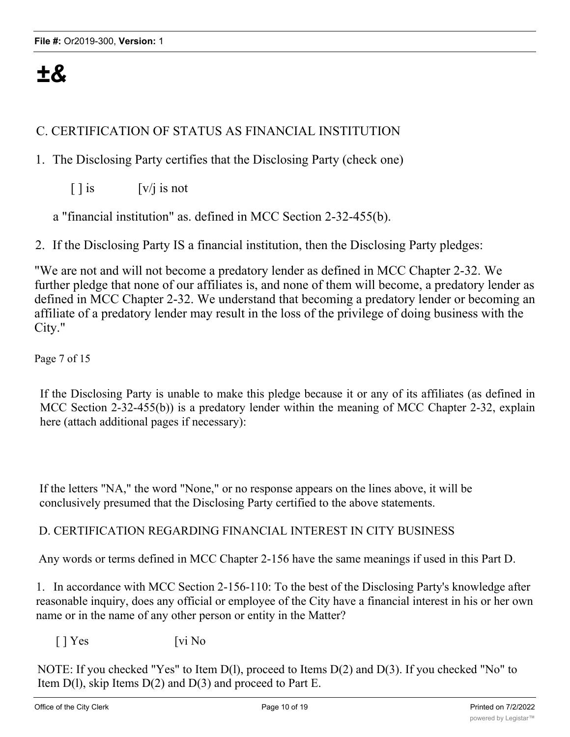±&

C. CERTIFICATION OF STATUS AS FINANCIAL INSTITUTION

1. The Disclosing Party certifies that the Disclosing Party (check one)

   [ ] is [v/j is not

   a "financial institution" as. defined in MCC Section 2-32-455(b).

2. If the Disclosing Party IS a financial institution, then the Disclosing Party pledges:

"We are not and will not become a predatory lender as defined in MCC Chapter 2-32. We further pledge that none of our affiliates is, and none of them will become, a predatory lender as defined in MCC Chapter 2-32. We understand that becoming a predatory lender or becoming an affiliate of a predatory lender may result in the loss of the privilege of doing business with the City."

Page 7 of 15

If the Disclosing Party is unable to make this pledge because it or any of its affiliates (as defined in MCC Section 2-32-455(b)) is a predatory lender within the meaning of MCC Chapter 2-32, explain here (attach additional pages if necessary):

If the letters "NA," the word "None," or no response appears on the lines above, it will be conclusively presumed that the Disclosing Party certified to the above statements.

D. CERTIFICATION REGARDING FINANCIAL INTEREST IN CITY BUSINESS

Any words or terms defined in MCC Chapter 2-156 have the same meanings if used in this Part D.

1. In accordance with MCC Section 2-156-110: To the best of the Disclosing Party's knowledge after reasonable inquiry, does any official or employee of the City have a financial interest in his or her own name or in the name of any other person or entity in the Matter?

   [ ] Yes [vi No

NOTE: If you checked "Yes" to Item D(l), proceed to Items D(2) and D(3). If you checked "No" to Item D(l), skip Items D(2) and D(3) and proceed to Part E.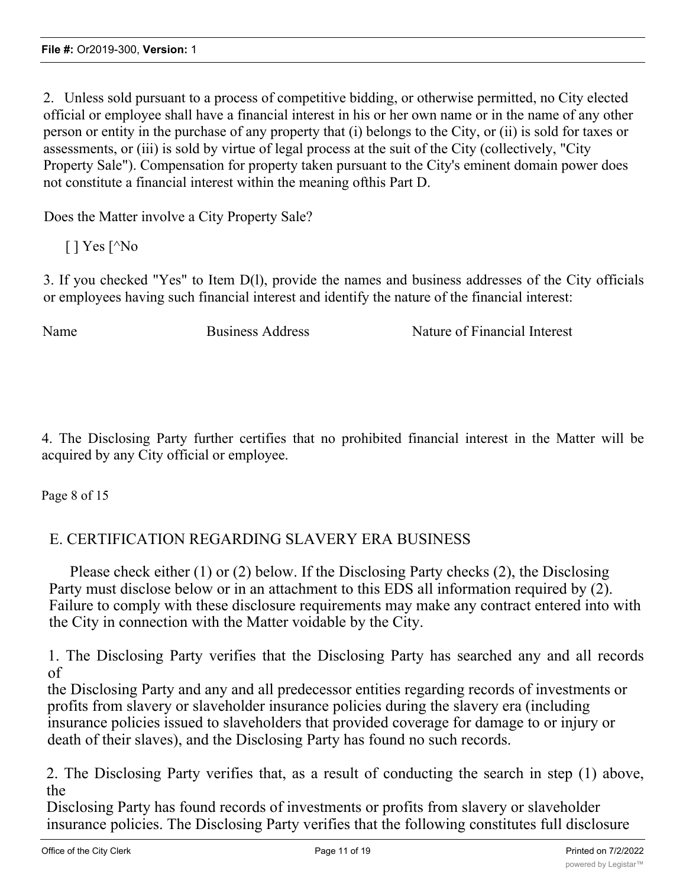2. Unless sold pursuant to a process of competitive bidding, or otherwise permitted, no City elected official or employee shall have a financial interest in his or her own name or in the name of any other person or entity in the purchase of any property that (i) belongs to the City, or (ii) is sold for taxes or assessments, or (iii) is sold by virtue of legal process at the suit of the City (collectively, "City Property Sale"). Compensation for property taken pursuant to the City's eminent domain power does not constitute a financial interest within the meaning ofthis Part D.

Does the Matter involve a City Property Sale?

[ ] Yes [^No

3. If you checked "Yes" to Item D(l), provide the names and business addresses of the City officials or employees having such financial interest and identify the nature of the financial interest:

| Name | Business Address | Nature of Financial Interest |
|---|---|---|
| | | |

4. The Disclosing Party further certifies that no prohibited financial interest in the Matter will be acquired by any City official or employee.

Page 8 of 15

## E. CERTIFICATION REGARDING SLAVERY ERA BUSINESS

Please check either (1) or (2) below. If the Disclosing Party checks (2), the Disclosing Party must disclose below or in an attachment to this EDS all information required by (2). Failure to comply with these disclosure requirements may make any contract entered into with the City in connection with the Matter voidable by the City.

1. The Disclosing Party verifies that the Disclosing Party has searched any and all records of the Disclosing Party and any and all predecessor entities regarding records of investments or profits from slavery or slaveholder insurance policies during the slavery era (including insurance policies issued to slaveholders that provided coverage for damage to or injury or death of their slaves), and the Disclosing Party has found no such records.

2. The Disclosing Party verifies that, as a result of conducting the search in step (1) above, the Disclosing Party has found records of investments or profits from slavery or slaveholder insurance policies. The Disclosing Party verifies that the following constitutes full disclosure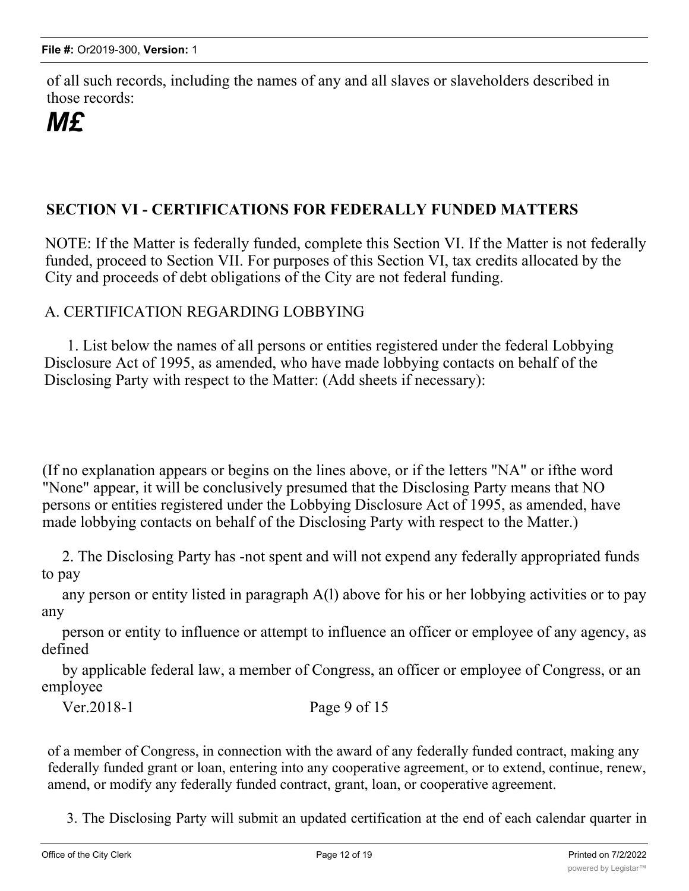of all such records, including the names of any and all slaves or slaveholders described in those records:

***M£***

## SECTION VI - CERTIFICATIONS FOR FEDERALLY FUNDED MATTERS

NOTE: If the Matter is federally funded, complete this Section VI. If the Matter is not federally funded, proceed to Section VII. For purposes of this Section VI, tax credits allocated by the City and proceeds of debt obligations of the City are not federal funding.

A. CERTIFICATION REGARDING LOBBYING

1. List below the names of all persons or entities registered under the federal Lobbying Disclosure Act of 1995, as amended, who have made lobbying contacts on behalf of the Disclosing Party with respect to the Matter: (Add sheets if necessary):

(If no explanation appears or begins on the lines above, or if the letters "NA" or ifthe word "None" appear, it will be conclusively presumed that the Disclosing Party means that NO persons or entities registered under the Lobbying Disclosure Act of 1995, as amended, have made lobbying contacts on behalf of the Disclosing Party with respect to the Matter.)

2. The Disclosing Party has -not spent and will not expend any federally appropriated funds to pay any person or entity listed in paragraph A(l) above for his or her lobbying activities or to pay any person or entity to influence or attempt to influence an officer or employee of any agency, as defined by applicable federal law, a member of Congress, an officer or employee of Congress, or an employee

Ver.2018-1 Page 9 of 15

of a member of Congress, in connection with the award of any federally funded contract, making any federally funded grant or loan, entering into any cooperative agreement, or to extend, continue, renew, amend, or modify any federally funded contract, grant, loan, or cooperative agreement.

3. The Disclosing Party will submit an updated certification at the end of each calendar quarter in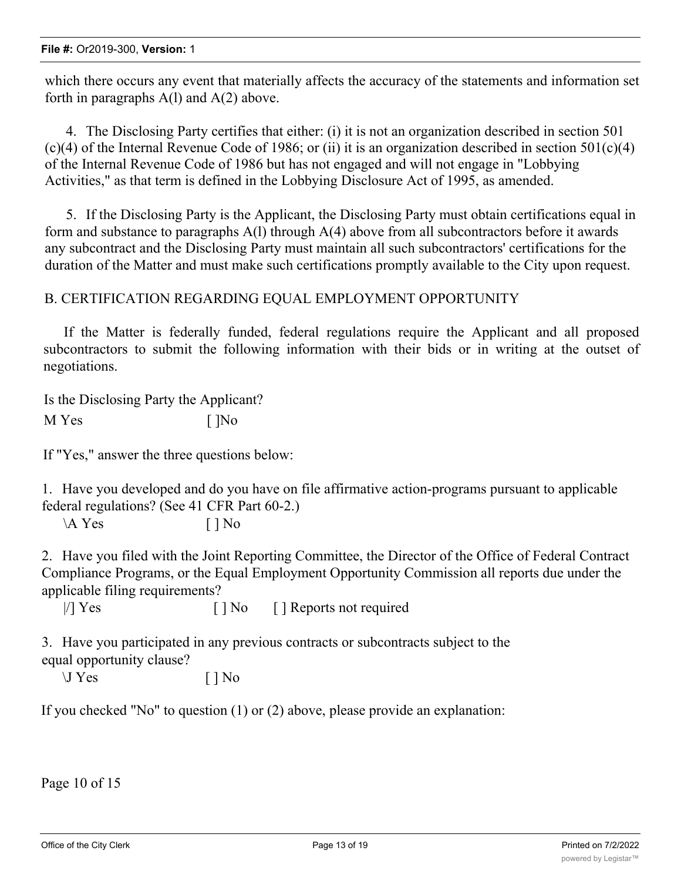which there occurs any event that materially affects the accuracy of the statements and information set forth in paragraphs A(l) and A(2) above.

4. The Disclosing Party certifies that either: (i) it is not an organization described in section 501 (c)(4) of the Internal Revenue Code of 1986; or (ii) it is an organization described in section 501(c)(4) of the Internal Revenue Code of 1986 but has not engaged and will not engage in "Lobbying Activities," as that term is defined in the Lobbying Disclosure Act of 1995, as amended.

5. If the Disclosing Party is the Applicant, the Disclosing Party must obtain certifications equal in form and substance to paragraphs A(l) through A(4) above from all subcontractors before it awards any subcontract and the Disclosing Party must maintain all such subcontractors' certifications for the duration of the Matter and must make such certifications promptly available to the City upon request.

B. CERTIFICATION REGARDING EQUAL EMPLOYMENT OPPORTUNITY

If the Matter is federally funded, federal regulations require the Applicant and all proposed subcontractors to submit the following information with their bids or in writing at the outset of negotiations.

Is the Disclosing Party the Applicant?

M Yes [ ]No

If "Yes," answer the three questions below:

1. Have you developed and do you have on file affirmative action-programs pursuant to applicable federal regulations? (See 41 CFR Part 60-2.)

\A Yes [ ] No

2. Have you filed with the Joint Reporting Committee, the Director of the Office of Federal Contract Compliance Programs, or the Equal Employment Opportunity Commission all reports due under the applicable filing requirements?

|/] Yes [ ] No [ ] Reports not required

3. Have you participated in any previous contracts or subcontracts subject to the equal opportunity clause?

\J Yes [ ] No

If you checked "No" to question (1) or (2) above, please provide an explanation:

Page 10 of 15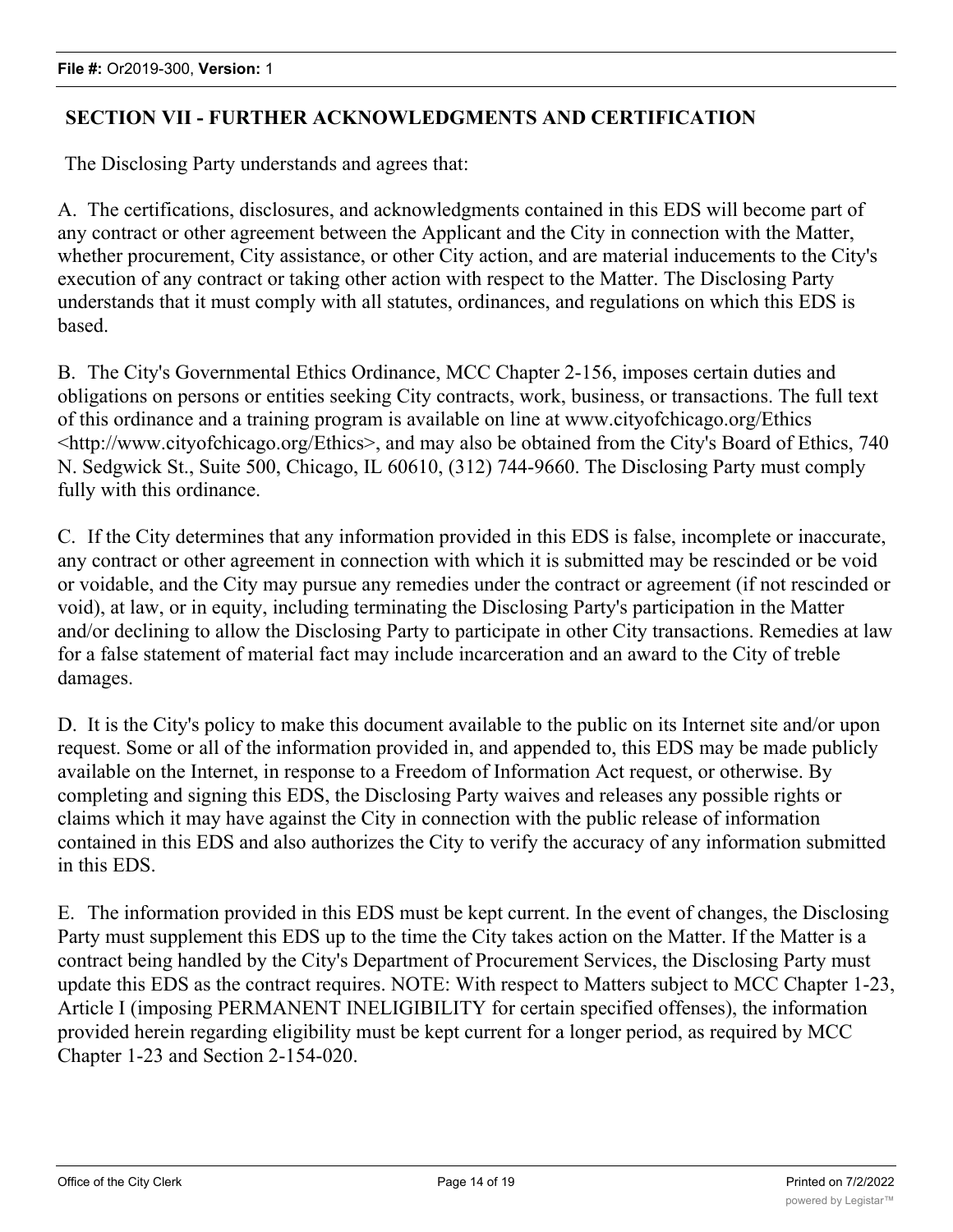## SECTION VII - FURTHER ACKNOWLEDGMENTS AND CERTIFICATION

The Disclosing Party understands and agrees that:

A. The certifications, disclosures, and acknowledgments contained in this EDS will become part of any contract or other agreement between the Applicant and the City in connection with the Matter, whether procurement, City assistance, or other City action, and are material inducements to the City's execution of any contract or taking other action with respect to the Matter. The Disclosing Party understands that it must comply with all statutes, ordinances, and regulations on which this EDS is based.

B. The City's Governmental Ethics Ordinance, MCC Chapter 2-156, imposes certain duties and obligations on persons or entities seeking City contracts, work, business, or transactions. The full text of this ordinance and a training program is available on line at www.cityofchicago.org/Ethics <http://www.cityofchicago.org/Ethics>, and may also be obtained from the City's Board of Ethics, 740 N. Sedgwick St., Suite 500, Chicago, IL 60610, (312) 744-9660. The Disclosing Party must comply fully with this ordinance.

C. If the City determines that any information provided in this EDS is false, incomplete or inaccurate, any contract or other agreement in connection with which it is submitted may be rescinded or be void or voidable, and the City may pursue any remedies under the contract or agreement (if not rescinded or void), at law, or in equity, including terminating the Disclosing Party's participation in the Matter and/or declining to allow the Disclosing Party to participate in other City transactions. Remedies at law for a false statement of material fact may include incarceration and an award to the City of treble damages.

D. It is the City's policy to make this document available to the public on its Internet site and/or upon request. Some or all of the information provided in, and appended to, this EDS may be made publicly available on the Internet, in response to a Freedom of Information Act request, or otherwise. By completing and signing this EDS, the Disclosing Party waives and releases any possible rights or claims which it may have against the City in connection with the public release of information contained in this EDS and also authorizes the City to verify the accuracy of any information submitted in this EDS.

E. The information provided in this EDS must be kept current. In the event of changes, the Disclosing Party must supplement this EDS up to the time the City takes action on the Matter. If the Matter is a contract being handled by the City's Department of Procurement Services, the Disclosing Party must update this EDS as the contract requires. NOTE: With respect to Matters subject to MCC Chapter 1-23, Article I (imposing PERMANENT INELIGIBILITY for certain specified offenses), the information provided herein regarding eligibility must be kept current for a longer period, as required by MCC Chapter 1-23 and Section 2-154-020.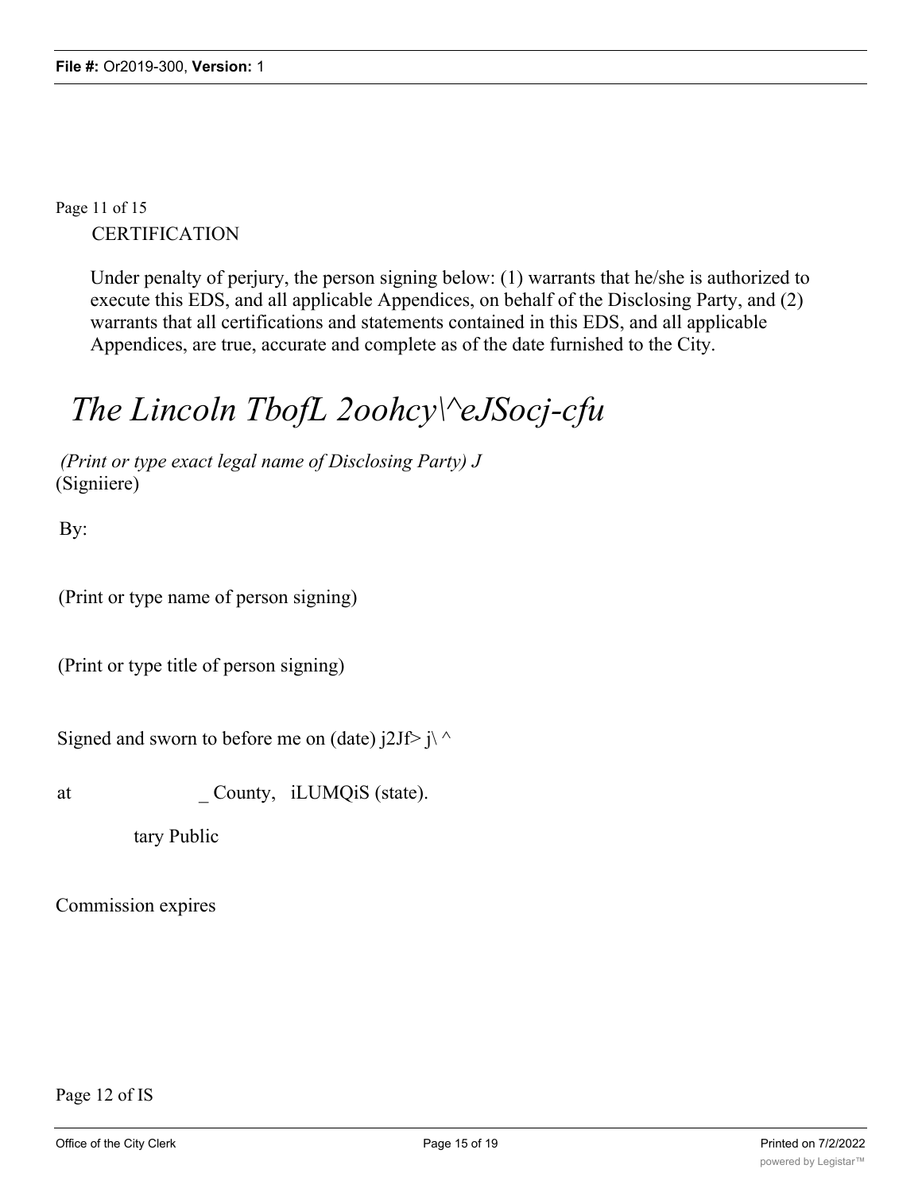Page 11 of 15

CERTIFICATION

Under penalty of perjury, the person signing below: (1) warrants that he/she is authorized to execute this EDS, and all applicable Appendices, on behalf of the Disclosing Party, and (2) warrants that all certifications and statements contained in this EDS, and all applicable Appendices, are true, accurate and complete as of the date furnished to the City.

*The Lincoln TbofL 2oohcy\^eJSocj-cfu*

*(Print or type exact legal name of Disclosing Party) J*
(Signiiere)

By:

(Print or type name of person signing)

(Print or type title of person signing)

Signed and sworn to before me on (date) j2Jf> j\ ^

at _ County, iLUMQiS (state).

tary Public

Commission expires

Page 12 of IS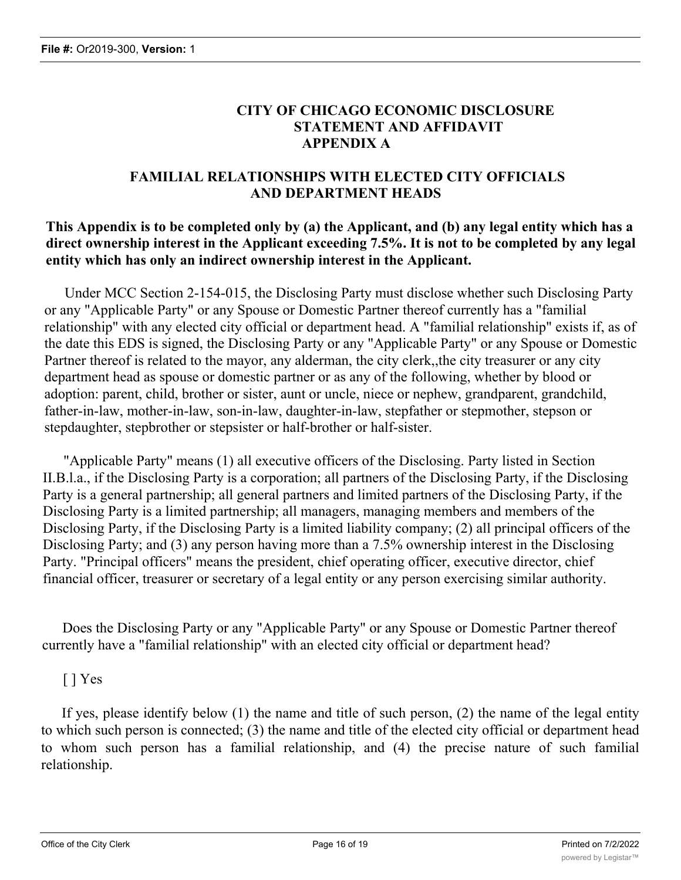# CITY OF CHICAGO ECONOMIC DISCLOSURE STATEMENT AND AFFIDAVIT APPENDIX A

## FAMILIAL RELATIONSHIPS WITH ELECTED CITY OFFICIALS AND DEPARTMENT HEADS

**This Appendix is to be completed only by (a) the Applicant, and (b) any legal entity which has a direct ownership interest in the Applicant exceeding 7.5%. It is not to be completed by any legal entity which has only an indirect ownership interest in the Applicant.**

Under MCC Section 2-154-015, the Disclosing Party must disclose whether such Disclosing Party or any "Applicable Party" or any Spouse or Domestic Partner thereof currently has a "familial relationship" with any elected city official or department head. A "familial relationship" exists if, as of the date this EDS is signed, the Disclosing Party or any "Applicable Party" or any Spouse or Domestic Partner thereof is related to the mayor, any alderman, the city clerk,,the city treasurer or any city department head as spouse or domestic partner or as any of the following, whether by blood or adoption: parent, child, brother or sister, aunt or uncle, niece or nephew, grandparent, grandchild, father-in-law, mother-in-law, son-in-law, daughter-in-law, stepfather or stepmother, stepson or stepdaughter, stepbrother or stepsister or half-brother or half-sister.

"Applicable Party" means (1) all executive officers of the Disclosing. Party listed in Section II.B.l.a., if the Disclosing Party is a corporation; all partners of the Disclosing Party, if the Disclosing Party is a general partnership; all general partners and limited partners of the Disclosing Party, if the Disclosing Party is a limited partnership; all managers, managing members and members of the Disclosing Party, if the Disclosing Party is a limited liability company; (2) all principal officers of the Disclosing Party; and (3) any person having more than a 7.5% ownership interest in the Disclosing Party. "Principal officers" means the president, chief operating officer, executive director, chief financial officer, treasurer or secretary of a legal entity or any person exercising similar authority.

Does the Disclosing Party or any "Applicable Party" or any Spouse or Domestic Partner thereof currently have a "familial relationship" with an elected city official or department head?

[ ] Yes

If yes, please identify below (1) the name and title of such person, (2) the name of the legal entity to which such person is connected; (3) the name and title of the elected city official or department head to whom such person has a familial relationship, and (4) the precise nature of such familial relationship.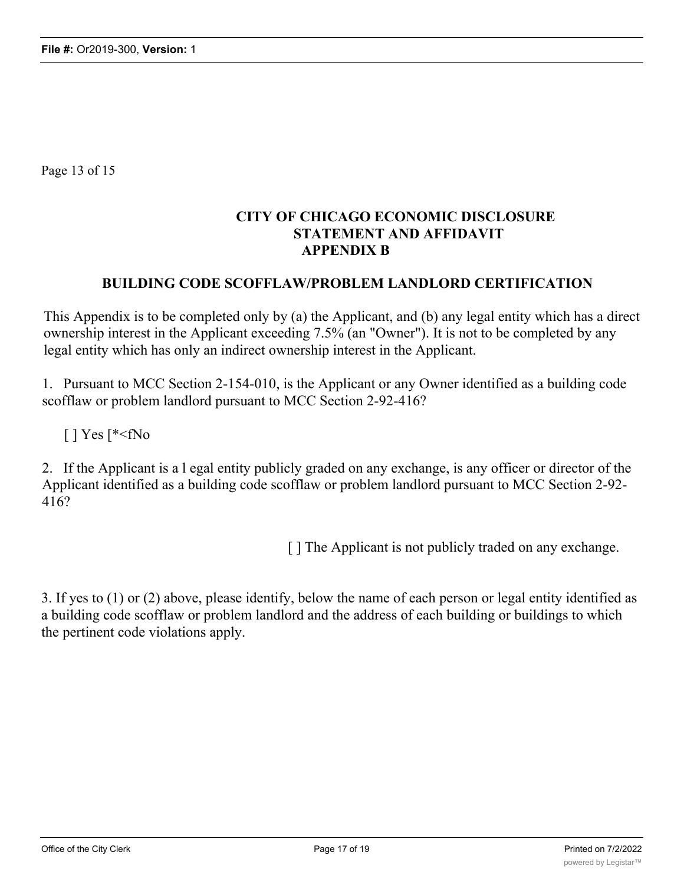Page 13 of 15

## CITY OF CHICAGO ECONOMIC DISCLOSURE STATEMENT AND AFFIDAVIT APPENDIX B

## BUILDING CODE SCOFFLAW/PROBLEM LANDLORD CERTIFICATION

This Appendix is to be completed only by (a) the Applicant, and (b) any legal entity which has a direct ownership interest in the Applicant exceeding 7.5% (an "Owner"). It is not to be completed by any legal entity which has only an indirect ownership interest in the Applicant.

1. Pursuant to MCC Section 2-154-010, is the Applicant or any Owner identified as a building code scofflaw or problem landlord pursuant to MCC Section 2-92-416?

[ ] Yes [*<fNo

2. If the Applicant is a l egal entity publicly graded on any exchange, is any officer or director of the Applicant identified as a building code scofflaw or problem landlord pursuant to MCC Section 2-92-416?

[ ] The Applicant is not publicly traded on any exchange.

3. If yes to (1) or (2) above, please identify, below the name of each person or legal entity identified as a building code scofflaw or problem landlord and the address of each building or buildings to which the pertinent code violations apply.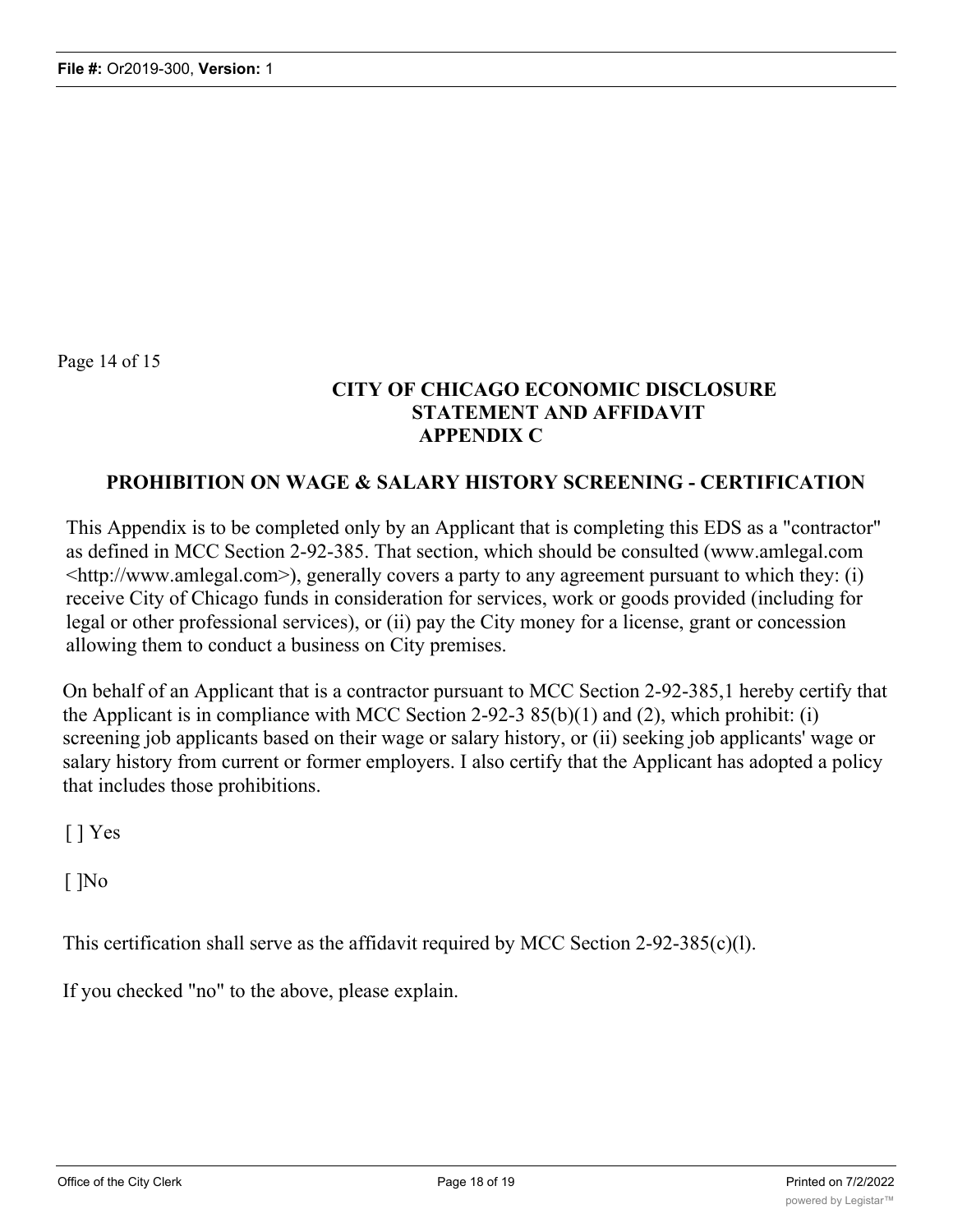Page 14 of 15

## CITY OF CHICAGO ECONOMIC DISCLOSURE STATEMENT AND AFFIDAVIT APPENDIX C

### PROHIBITION ON WAGE & SALARY HISTORY SCREENING - CERTIFICATION

This Appendix is to be completed only by an Applicant that is completing this EDS as a "contractor" as defined in MCC Section 2-92-385. That section, which should be consulted (www.amlegal.com <http://www.amlegal.com>), generally covers a party to any agreement pursuant to which they: (i) receive City of Chicago funds in consideration for services, work or goods provided (including for legal or other professional services), or (ii) pay the City money for a license, grant or concession allowing them to conduct a business on City premises.

On behalf of an Applicant that is a contractor pursuant to MCC Section 2-92-385,1 hereby certify that the Applicant is in compliance with MCC Section 2-92-3 85(b)(1) and (2), which prohibit: (i) screening job applicants based on their wage or salary history, or (ii) seeking job applicants' wage or salary history from current or former employers. I also certify that the Applicant has adopted a policy that includes those prohibitions.

[ ] Yes

[ ]No

This certification shall serve as the affidavit required by MCC Section 2-92-385(c)(l).

If you checked "no" to the above, please explain.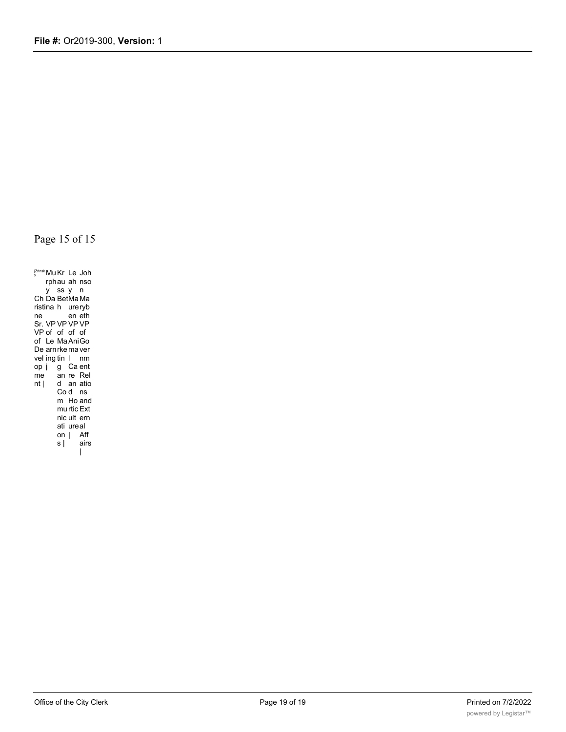Zrinsky Christine Sr. VP of Development |

Murphy Dana VP of Learning |

Krauss Beth VP of Marketing and Communications |

Leahy Maureen VP of Animal Care and Horticulture |

Johnson Marybeth VP of Government Relations and External Affairs |